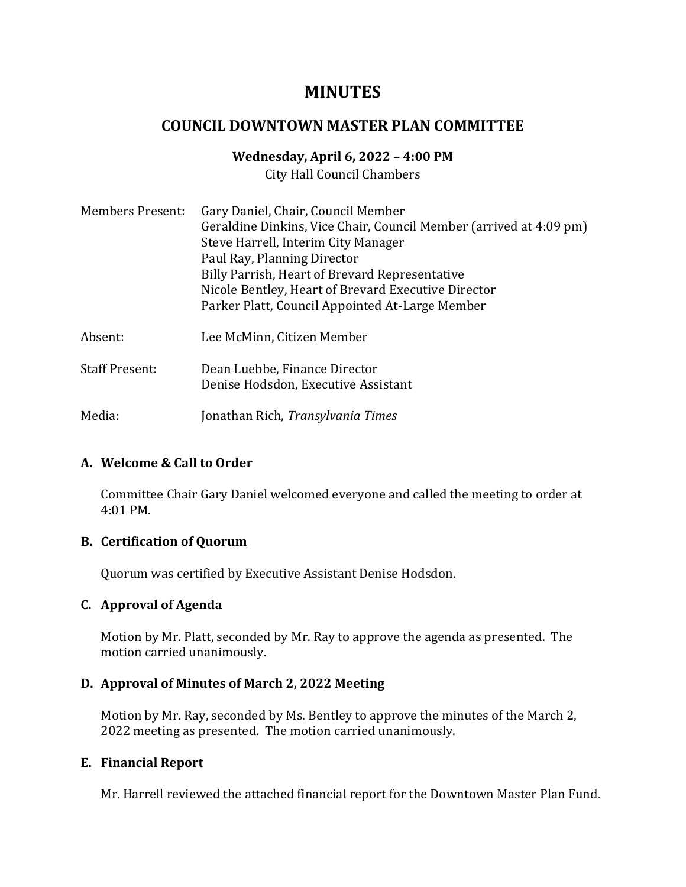# MINUTES

## COUNCIL DOWNTOWN MASTER PLAN COMMITTEE

**Wednesday, April 6, 2022 – 4:00 PM**

City Hall Council Chambers

| | |
|---|---|
| Members Present: | Gary Daniel, Chair, Council Member<br>Geraldine Dinkins, Vice Chair, Council Member (arrived at 4:09 pm)<br>Steve Harrell, Interim City Manager<br>Paul Ray, Planning Director<br>Billy Parrish, Heart of Brevard Representative<br>Nicole Bentley, Heart of Brevard Executive Director<br>Parker Platt, Council Appointed At-Large Member |
| Absent: | Lee McMinn, Citizen Member |
| Staff Present: | Dean Luebbe, Finance Director<br>Denise Hodsdon, Executive Assistant |
| Media: | Jonathan Rich, *Transylvania Times* |

### A. Welcome & Call to Order

Committee Chair Gary Daniel welcomed everyone and called the meeting to order at 4:01 PM.

### B. Certification of Quorum

Quorum was certified by Executive Assistant Denise Hodsdon.

### C. Approval of Agenda

Motion by Mr. Platt, seconded by Mr. Ray to approve the agenda as presented. The motion carried unanimously.

### D. Approval of Minutes of March 2, 2022 Meeting

Motion by Mr. Ray, seconded by Ms. Bentley to approve the minutes of the March 2, 2022 meeting as presented. The motion carried unanimously.

### E. Financial Report

Mr. Harrell reviewed the attached financial report for the Downtown Master Plan Fund.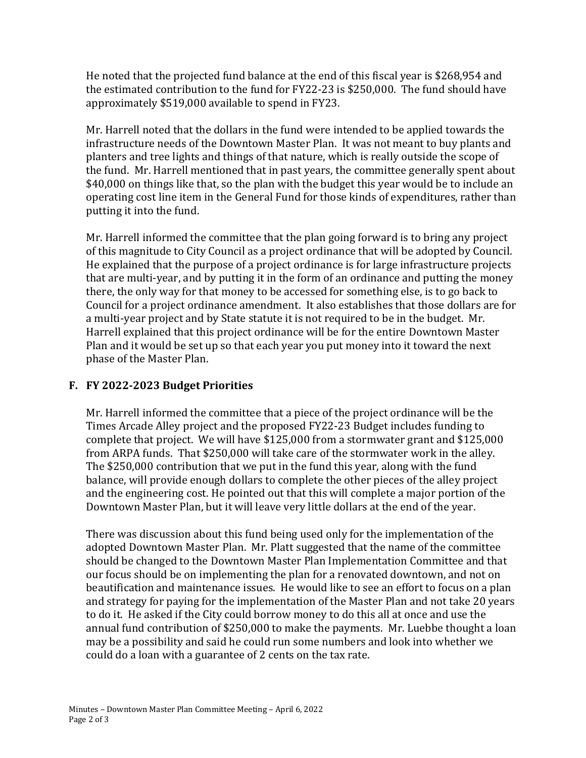He noted that the projected fund balance at the end of this fiscal year is $268,954 and the estimated contribution to the fund for FY22-23 is $250,000. The fund should have approximately $519,000 available to spend in FY23.

Mr. Harrell noted that the dollars in the fund were intended to be applied towards the infrastructure needs of the Downtown Master Plan. It was not meant to buy plants and planters and tree lights and things of that nature, which is really outside the scope of the fund. Mr. Harrell mentioned that in past years, the committee generally spent about $40,000 on things like that, so the plan with the budget this year would be to include an operating cost line item in the General Fund for those kinds of expenditures, rather than putting it into the fund.

Mr. Harrell informed the committee that the plan going forward is to bring any project of this magnitude to City Council as a project ordinance that will be adopted by Council. He explained that the purpose of a project ordinance is for large infrastructure projects that are multi-year, and by putting it in the form of an ordinance and putting the money there, the only way for that money to be accessed for something else, is to go back to Council for a project ordinance amendment. It also establishes that those dollars are for a multi-year project and by State statute it is not required to be in the budget. Mr. Harrell explained that this project ordinance will be for the entire Downtown Master Plan and it would be set up so that each year you put money into it toward the next phase of the Master Plan.

## F. FY 2022-2023 Budget Priorities

Mr. Harrell informed the committee that a piece of the project ordinance will be the Times Arcade Alley project and the proposed FY22-23 Budget includes funding to complete that project. We will have $125,000 from a stormwater grant and $125,000 from ARPA funds. That $250,000 will take care of the stormwater work in the alley. The $250,000 contribution that we put in the fund this year, along with the fund balance, will provide enough dollars to complete the other pieces of the alley project and the engineering cost. He pointed out that this will complete a major portion of the Downtown Master Plan, but it will leave very little dollars at the end of the year.

There was discussion about this fund being used only for the implementation of the adopted Downtown Master Plan. Mr. Platt suggested that the name of the committee should be changed to the Downtown Master Plan Implementation Committee and that our focus should be on implementing the plan for a renovated downtown, and not on beautification and maintenance issues. He would like to see an effort to focus on a plan and strategy for paying for the implementation of the Master Plan and not take 20 years to do it. He asked if the City could borrow money to do this all at once and use the annual fund contribution of $250,000 to make the payments. Mr. Luebbe thought a loan may be a possibility and said he could run some numbers and look into whether we could do a loan with a guarantee of 2 cents on the tax rate.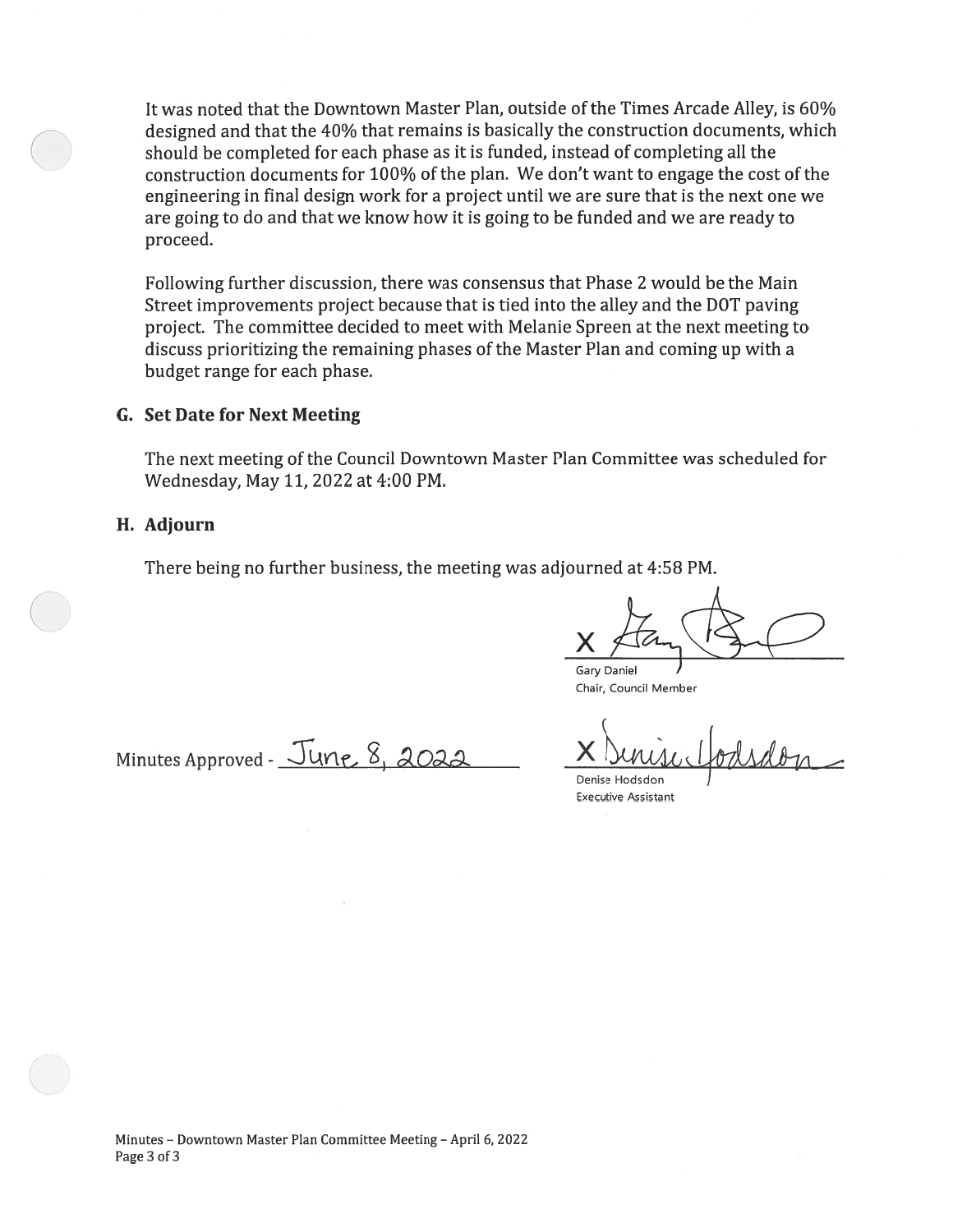It was noted that the Downtown Master Plan, outside of the Times Arcade Alley, is 60% designed and that the 40% that remains is basically the construction documents, which should be completed for each phase as it is funded, instead of completing all the construction documents for 100% of the plan. We don't want to engage the cost of the engineering in final design work for a project until we are sure that is the next one we are going to do and that we know how it is going to be funded and we are ready to proceed.

Following further discussion, there was consensus that Phase 2 would be the Main Street improvements project because that is tied into the alley and the DOT paving project. The committee decided to meet with Melanie Spreen at the next meeting to discuss prioritizing the remaining phases of the Master Plan and coming up with a budget range for each phase.

### G. Set Date for Next Meeting

The next meeting of the Council Downtown Master Plan Committee was scheduled for Wednesday, May 11, 2022 at 4:00 PM.

### H. Adjourn

There being no further business, the meeting was adjourned at 4:58 PM.

X [signature]
Gary Daniel
Chair, Council Member

Minutes Approved - June 8, 2022

X [signature]
Denise Hodsdon
Executive Assistant

Minutes – Downtown Master Plan Committee Meeting – April 6, 2022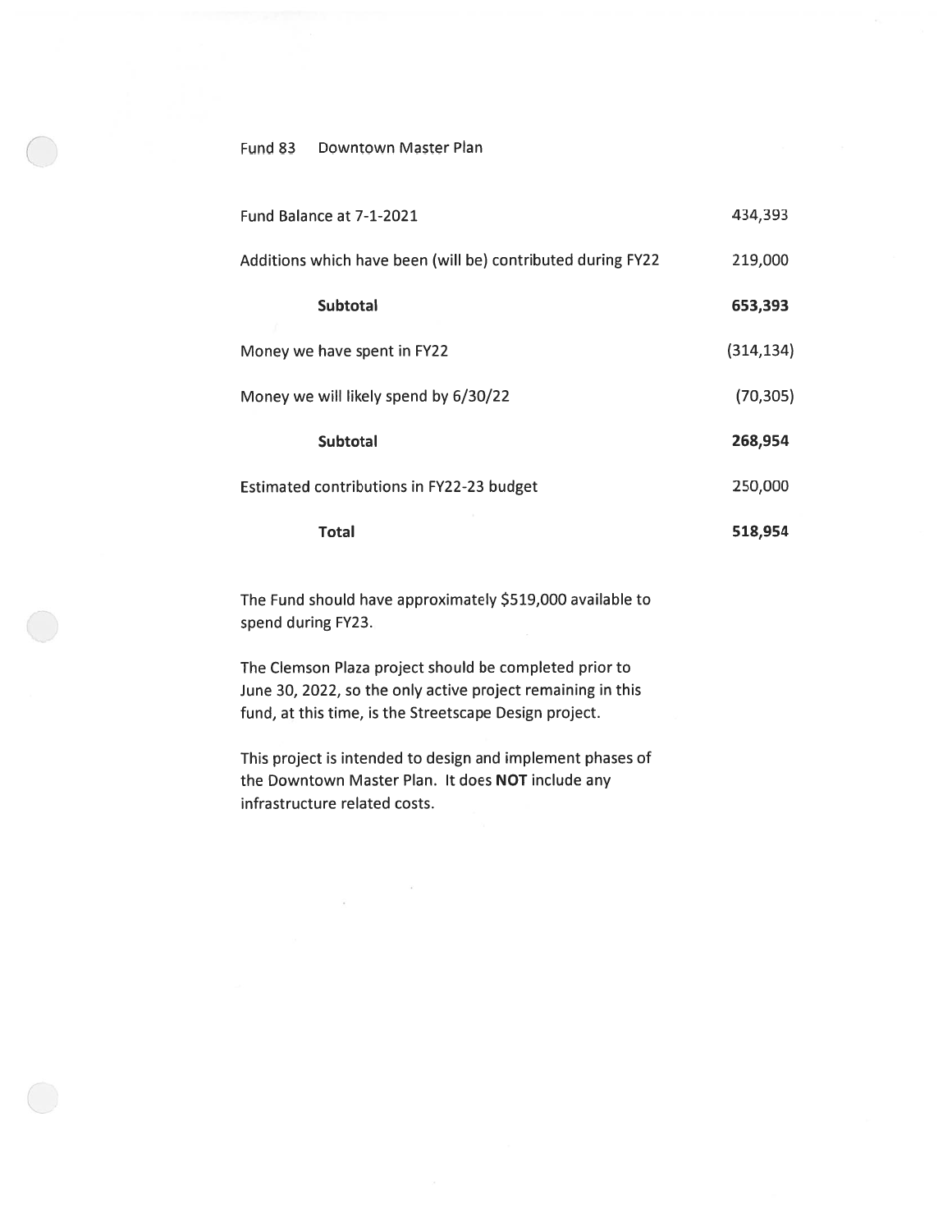Fund 83 Downtown Master Plan

| | |
|---|---|
| Fund Balance at 7-1-2021 | 434,393 |
| Additions which have been (will be) contributed during FY22 | 219,000 |
| **Subtotal** | **653,393** |
| Money we have spent in FY22 | (314,134) |
| Money we will likely spend by 6/30/22 | (70,305) |
| **Subtotal** | **268,954** |
| Estimated contributions in FY22-23 budget | 250,000 |
| **Total** | **518,954** |

The Fund should have approximately $519,000 available to spend during FY23.

The Clemson Plaza project should be completed prior to June 30, 2022, so the only active project remaining in this fund, at this time, is the Streetscape Design project.

This project is intended to design and implement phases of the Downtown Master Plan. It does **NOT** include any infrastructure related costs.